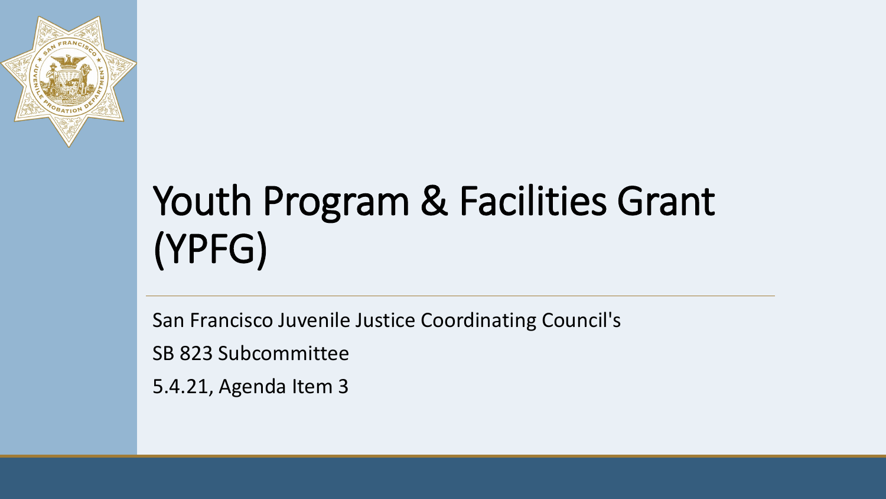# Youth Program & Facilities Grant (YPFG)

San Francisco Juvenile Justice Coordinating Council's

SB 823 Subcommittee

5.4.21, Agenda Item 3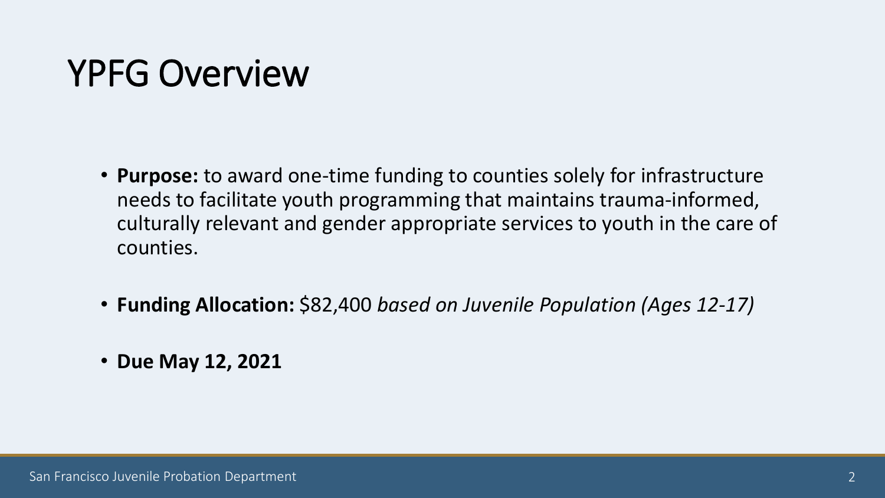# YPFG Overview

- **Purpose:** to award one-time funding to counties solely for infrastructure needs to facilitate youth programming that maintains trauma-informed, culturally relevant and gender appropriate services to youth in the care of counties.
- **Funding Allocation:** $82,400 *based on Juvenile Population (Ages 12-17)*
- **Due May 12, 2021**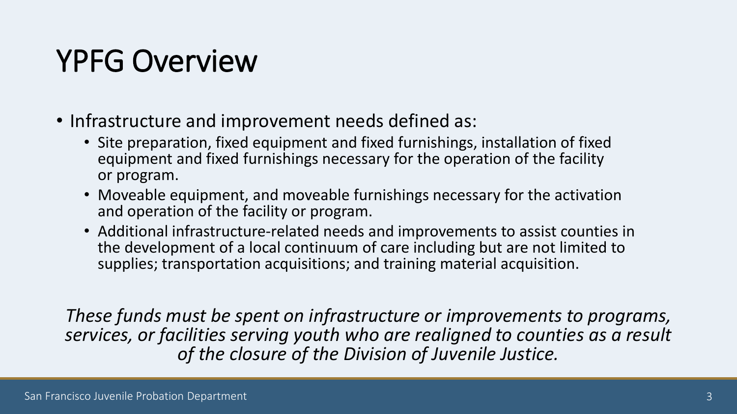# YPFG Overview

- Infrastructure and improvement needs defined as:
  - Site preparation, fixed equipment and fixed furnishings, installation of fixed equipment and fixed furnishings necessary for the operation of the facility or program.
  - Moveable equipment, and moveable furnishings necessary for the activation and operation of the facility or program.
  - Additional infrastructure-related needs and improvements to assist counties in the development of a local continuum of care including but are not limited to supplies; transportation acquisitions; and training material acquisition.

*These funds must be spent on infrastructure or improvements to programs, services, or facilities serving youth who are realigned to counties as a result of the closure of the Division of Juvenile Justice.*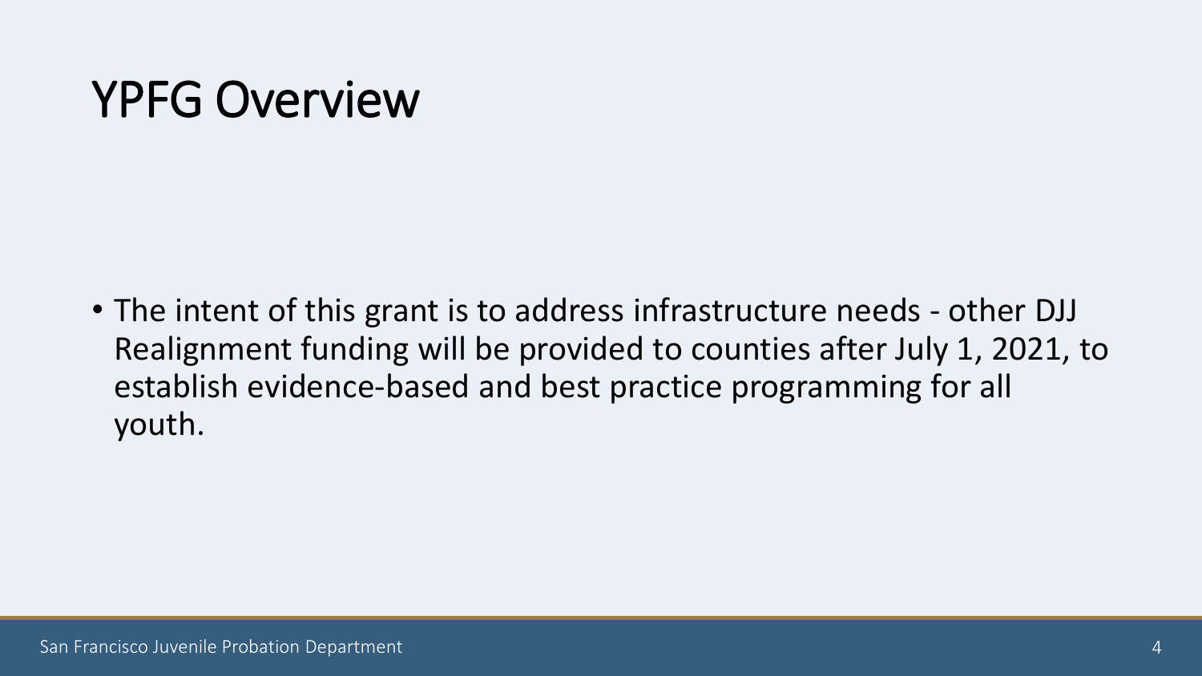# YPFG Overview

- The intent of this grant is to address infrastructure needs - other DJJ Realignment funding will be provided to counties after July 1, 2021, to establish evidence-based and best practice programming for all youth.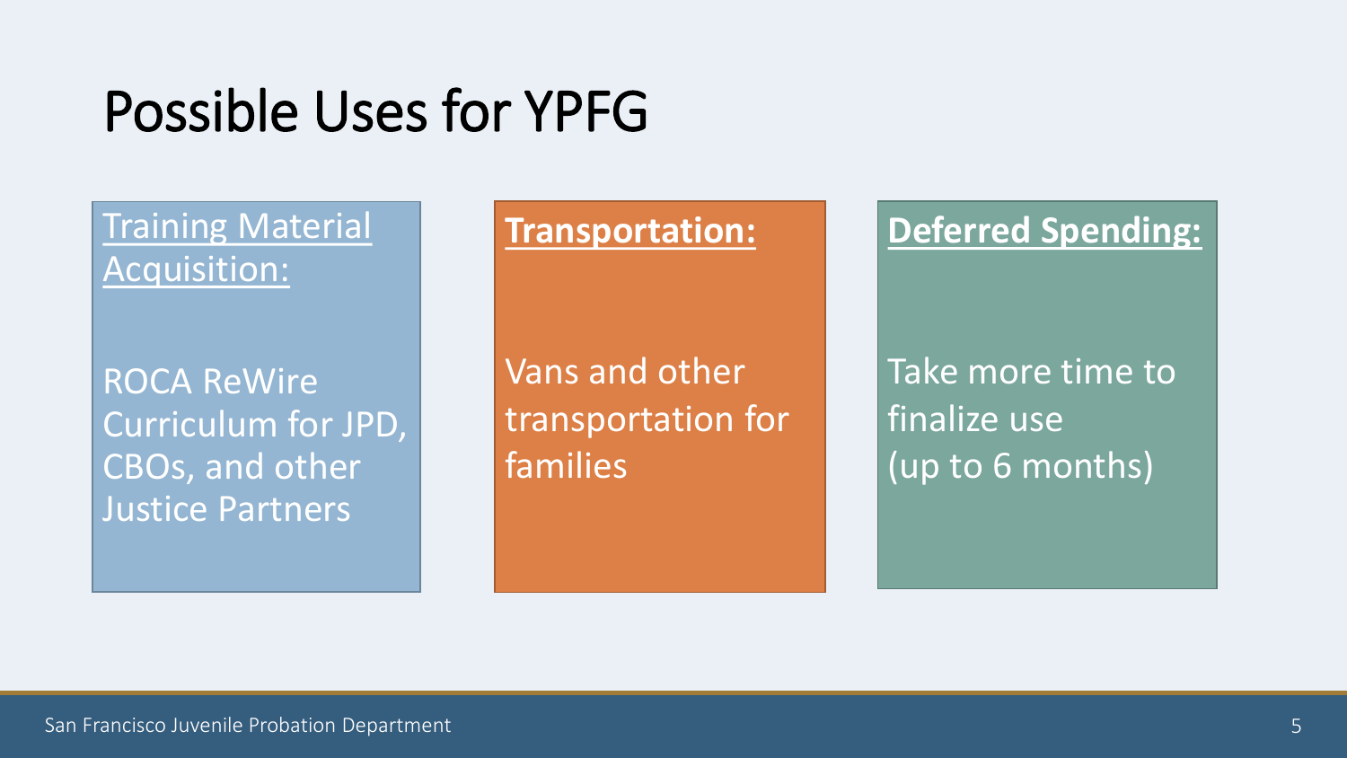# Possible Uses for YPFG

## Training Material Acquisition:

ROCA ReWire Curriculum for JPD, CBOs, and other Justice Partners

## **Transportation:**

Vans and other transportation for families

## **Deferred Spending:**

Take more time to finalize use (up to 6 months)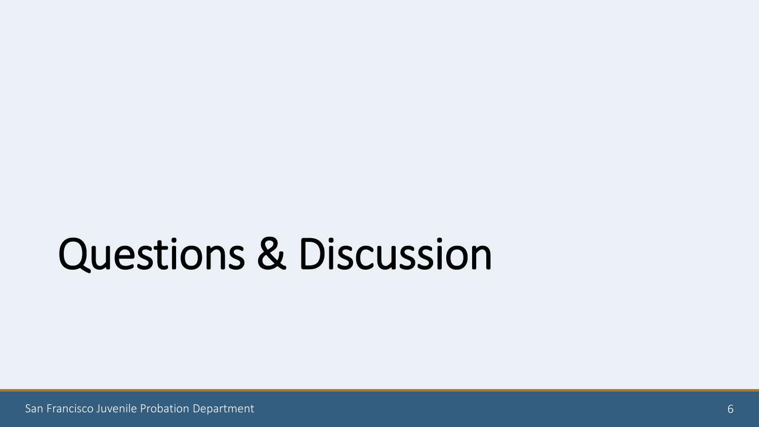# Questions & Discussion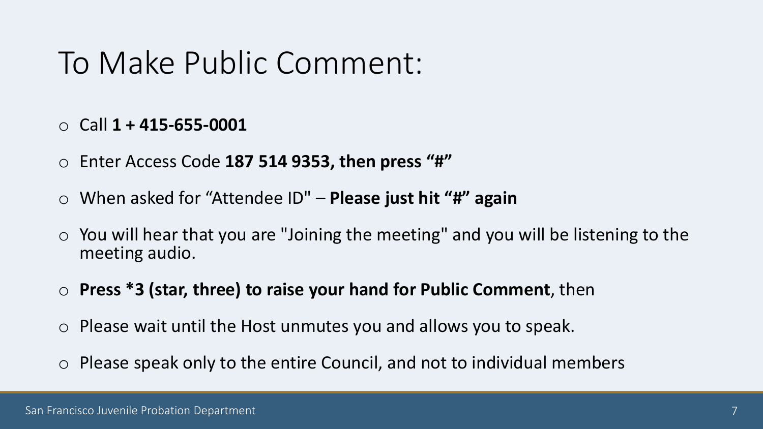# To Make Public Comment:

- Call **1 + 415-655-0001**
- Enter Access Code **187 514 9353, then press "#"**
- When asked for "Attendee ID" – **Please just hit "#" again**
- You will hear that you are "Joining the meeting" and you will be listening to the meeting audio.
- **Press *3 (star, three) to raise your hand for Public Comment**, then
- Please wait until the Host unmutes you and allows you to speak.
- Please speak only to the entire Council, and not to individual members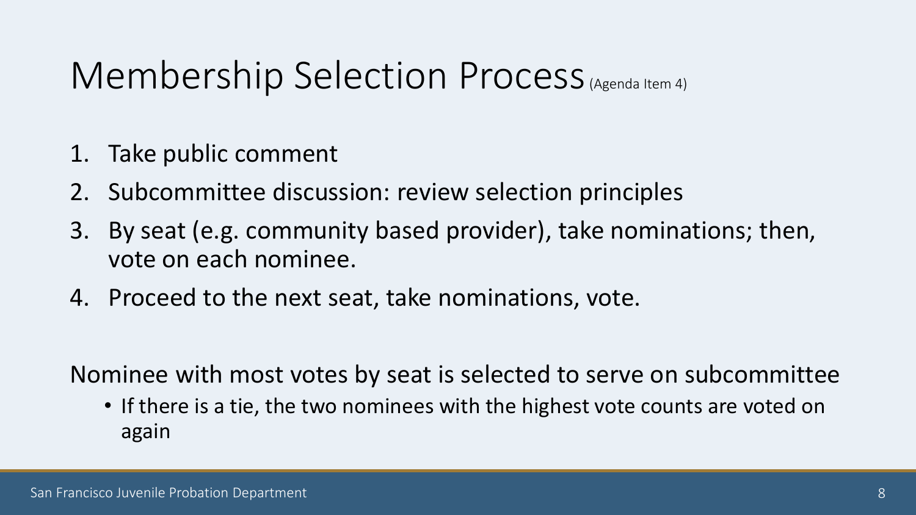# Membership Selection Process (Agenda Item 4)

1. Take public comment
2. Subcommittee discussion: review selection principles
3. By seat (e.g. community based provider), take nominations; then, vote on each nominee.
4. Proceed to the next seat, take nominations, vote.

Nominee with most votes by seat is selected to serve on subcommittee

- If there is a tie, the two nominees with the highest vote counts are voted on again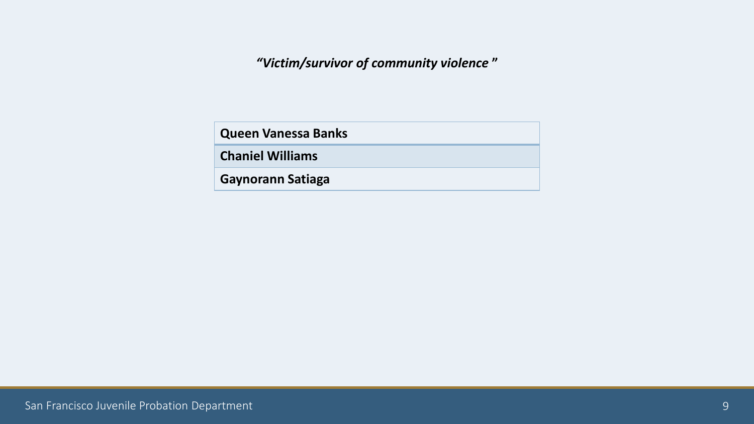***"Victim/survivor of community violence"***

| **Queen Vanessa Banks** |
|---|
| **Chaniel Williams** |
| **Gaynorann Satiaga** |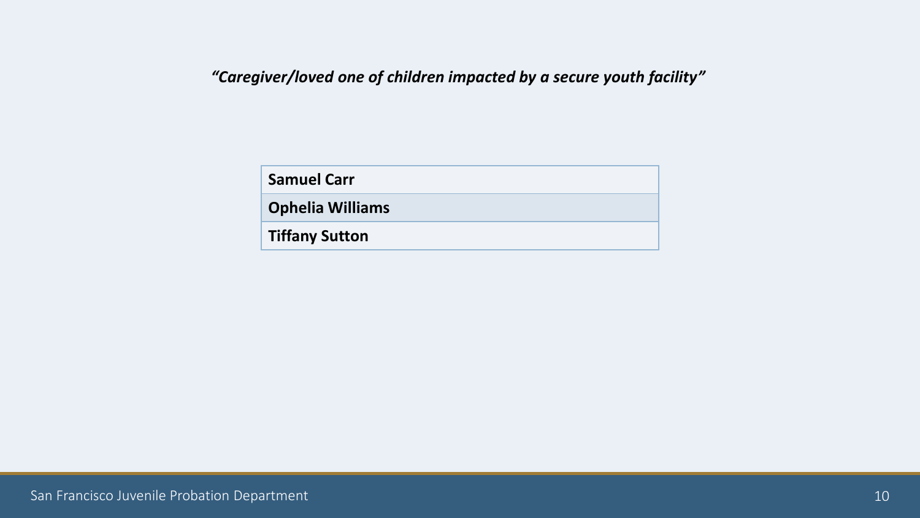***"Caregiver/loved one of children impacted by a secure youth facility"***

| **Samuel Carr** |
|---|
| **Ophelia Williams** |
| **Tiffany Sutton** |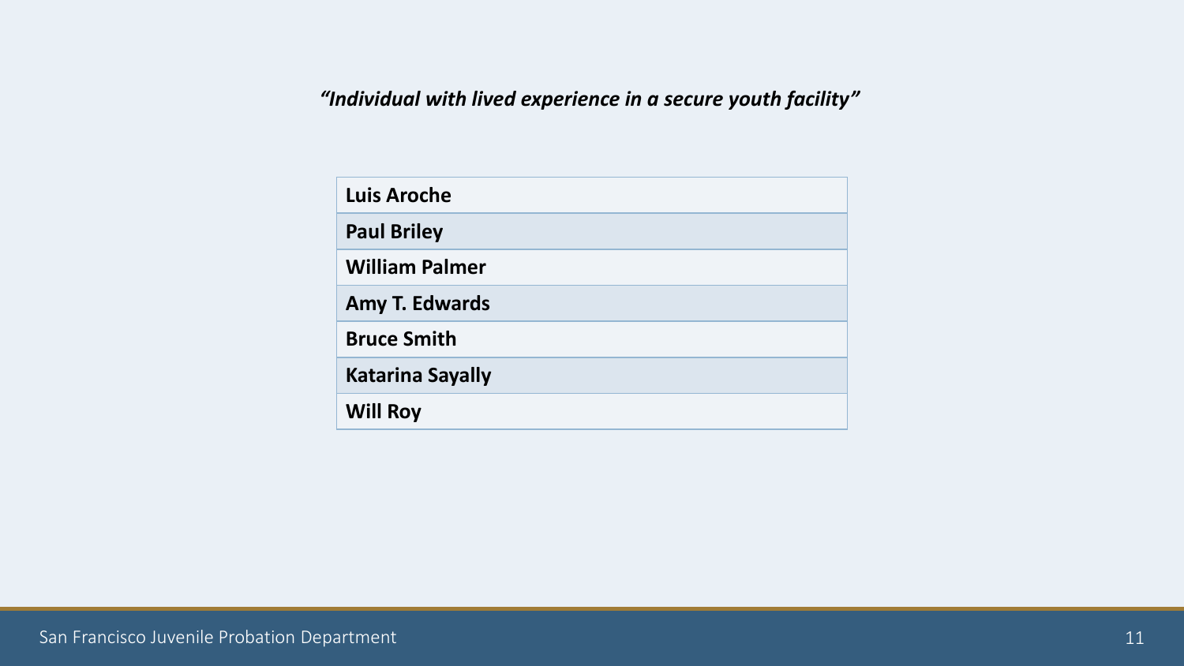***"Individual with lived experience in a secure youth facility"***

| **Luis Aroche** |
| --- |
| **Paul Briley** |
| **William Palmer** |
| **Amy T. Edwards** |
| **Bruce Smith** |
| **Katarina Sayally** |
| **Will Roy** |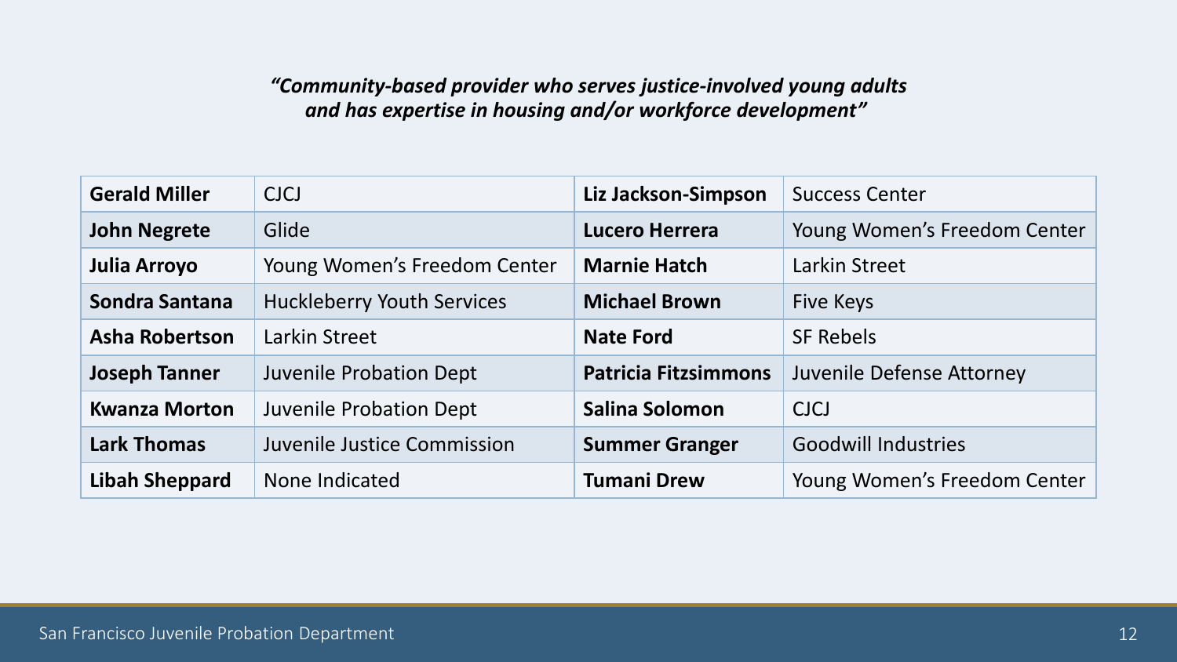***"Community-based provider who serves justice-involved young adults and has expertise in housing and/or workforce development"***

| | | | |
|---|---|---|---|
| **Gerald Miller** | CJCJ | **Liz Jackson-Simpson** | Success Center |
| **John Negrete** | Glide | **Lucero Herrera** | Young Women's Freedom Center |
| **Julia Arroyo** | Young Women's Freedom Center | **Marnie Hatch** | Larkin Street |
| **Sondra Santana** | Huckleberry Youth Services | **Michael Brown** | Five Keys |
| **Asha Robertson** | Larkin Street | **Nate Ford** | SF Rebels |
| **Joseph Tanner** | Juvenile Probation Dept | **Patricia Fitzsimmons** | Juvenile Defense Attorney |
| **Kwanza Morton** | Juvenile Probation Dept | **Salina Solomon** | CJCJ |
| **Lark Thomas** | Juvenile Justice Commission | **Summer Granger** | Goodwill Industries |
| **Libah Sheppard** | None Indicated | **Tumani Drew** | Young Women's Freedom Center |